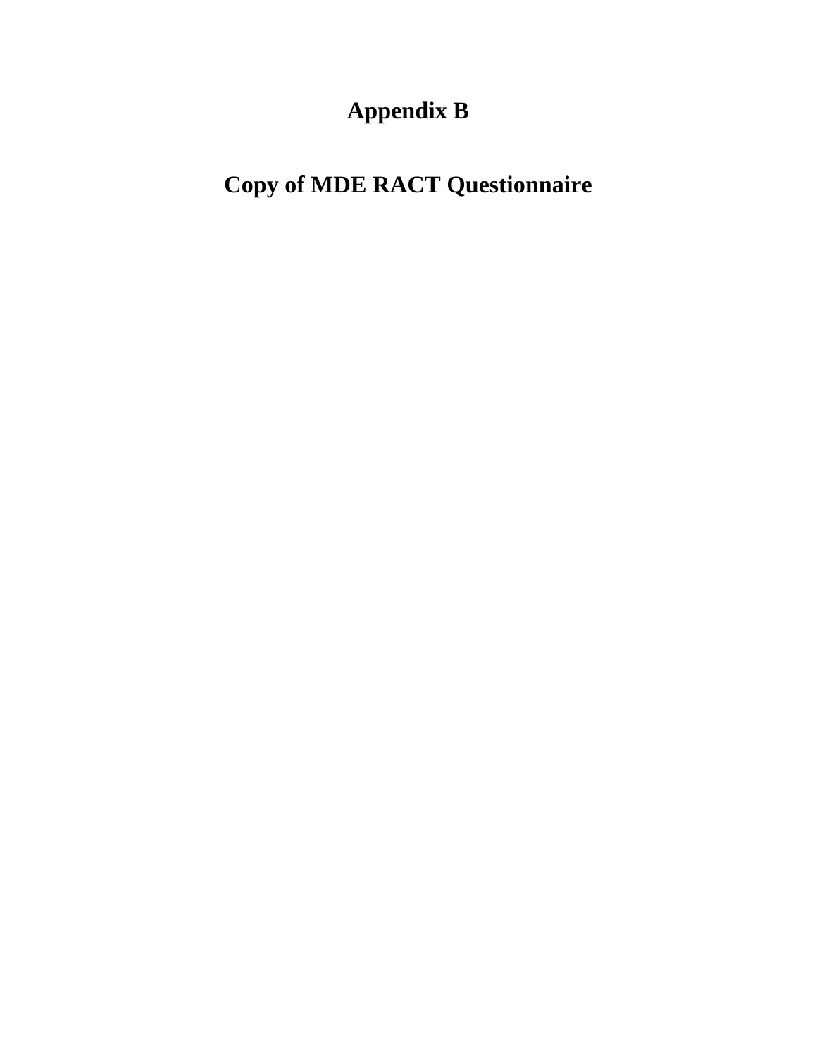# Appendix B

# Copy of MDE RACT Questionnaire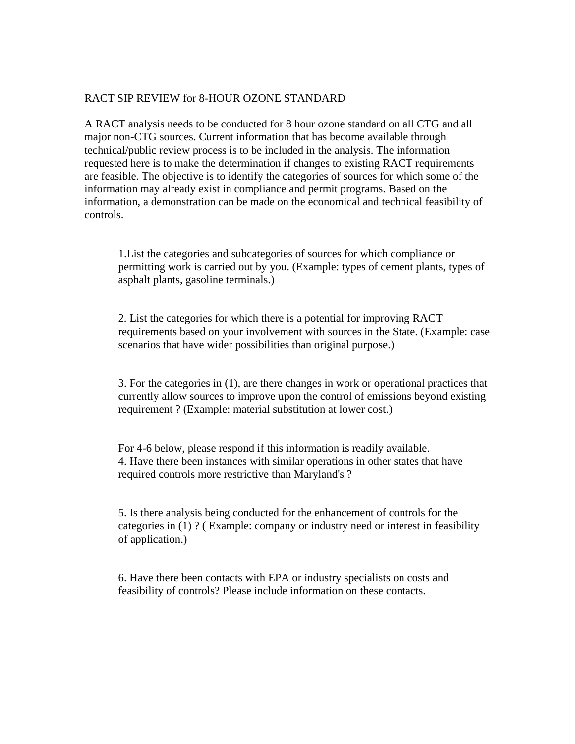# RACT SIP REVIEW for 8-HOUR OZONE STANDARD

A RACT analysis needs to be conducted for 8 hour ozone standard on all CTG and all major non-CTG sources. Current information that has become available through technical/public review process is to be included in the analysis. The information requested here is to make the determination if changes to existing RACT requirements are feasible. The objective is to identify the categories of sources for which some of the information may already exist in compliance and permit programs. Based on the information, a demonstration can be made on the economical and technical feasibility of controls.

1.List the categories and subcategories of sources for which compliance or permitting work is carried out by you. (Example: types of cement plants, types of asphalt plants, gasoline terminals.)

2. List the categories for which there is a potential for improving RACT requirements based on your involvement with sources in the State. (Example: case scenarios that have wider possibilities than original purpose.)

3. For the categories in (1), are there changes in work or operational practices that currently allow sources to improve upon the control of emissions beyond existing requirement ? (Example: material substitution at lower cost.)

For 4-6 below, please respond if this information is readily available.

4. Have there been instances with similar operations in other states that have required controls more restrictive than Maryland's ?

5. Is there analysis being conducted for the enhancement of controls for the categories in (1) ? ( Example: company or industry need or interest in feasibility of application.)

6. Have there been contacts with EPA or industry specialists on costs and feasibility of controls? Please include information on these contacts.